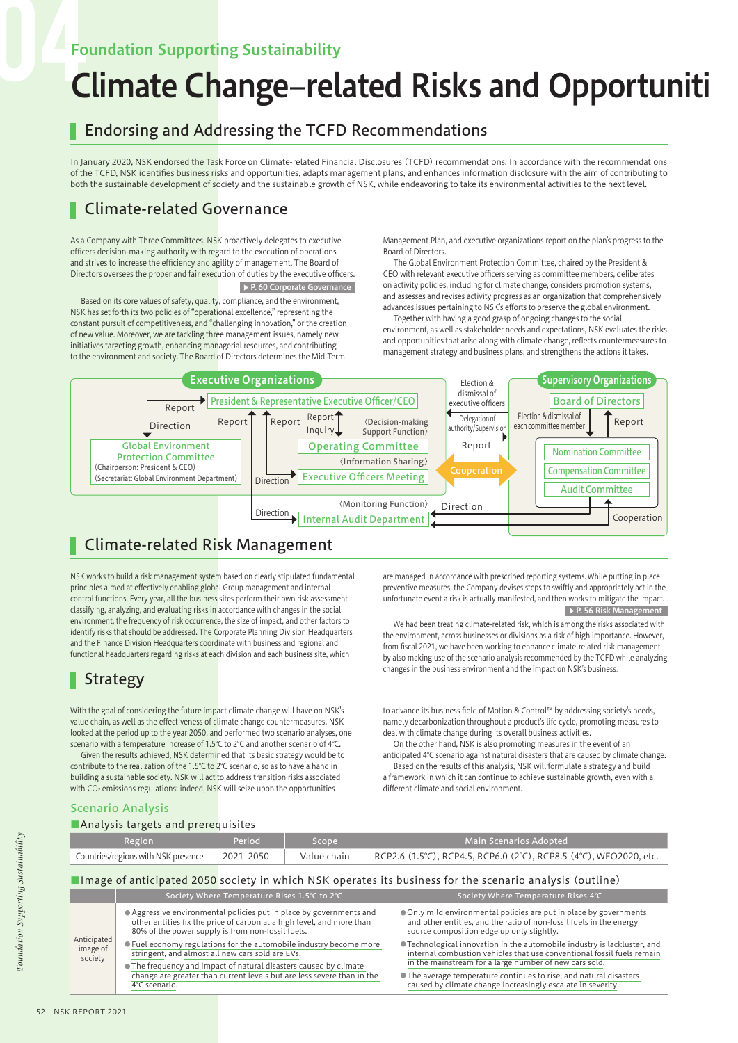Foundation Supporting Sustainability

# Climate Change–related Risks and Opportuniti

## Endorsing and Addressing the TCFD Recommendations

In January 2020, NSK endorsed the Task Force on Climate-related Financial Disclosures (TCFD) recommendations. In accordance with the recommendations of the TCFD, NSK identifies business risks and opportunities, adapts management plans, and enhances information disclosure with the aim of contributing to both the sustainable development of society and the sustainable growth of NSK, while endeavoring to take its environmental activities to the next level.

## Climate-related Governance

As a Company with Three Committees, NSK proactively delegates to executive officers decision-making authority with regard to the execution of operations and strives to increase the efficiency and agility of management. The Board of Directors oversees the proper and fair execution of duties by the executive officers.

▶ P. 60 Corporate Governance

Based on its core values of safety, quality, compliance, and the environment, NSK has set forth its two policies of "operational excellence," representing the constant pursuit of competitiveness, and "challenging innovation," or the creation of new value. Moreover, we are tackling three management issues, namely new initiatives targeting growth, enhancing managerial resources, and contributing to the environment and society. The Board of Directors determines the Mid-Term Management Plan, and executive organizations report on the plan's progress to the Board of Directors.

The Global Environment Protection Committee, chaired by the President & CEO with relevant executive officers serving as committee members, deliberates on activity policies, including for climate change, considers promotion systems, and assesses and revises activity progress as an organization that comprehensively advances issues pertaining to NSK's efforts to preserve the global environment.

Together with having a good grasp of ongoing changes to the social environment, as well as stakeholder needs and expectations, NSK evaluates the risks and opportunities that arise along with climate change, reflects countermeasures to management strategy and business plans, and strengthens the actions it takes.

**Executive Organizations**
- President & Representative Executive Officer/CEO
- Global Environment Protection Committee (Chairperson: President & CEO) (Secretariat: Global Environment Department) — Report / Direction
- Operating Committee 〈Decision-making Support Function〉 — Report / Inquiry
- Executive Officers Meeting 〈Information Sharing〉 — Report / Direction
- Internal Audit Department 〈Monitoring Function〉 — Direction

**Supervisory Organizations**
- Board of Directors — Election & dismissal of each committee member / Report
- Nomination Committee
- Compensation Committee
- Audit Committee — Direction / Cooperation (with Internal Audit Department)

Between organizations: Election & dismissal of executive officers; Delegation of authority/Supervision; Report; Cooperation

## Climate-related Risk Management

NSK works to build a risk management system based on clearly stipulated fundamental principles aimed at effectively enabling global Group management and internal control functions. Every year, all the business sites perform their own risk assessment classifying, analyzing, and evaluating risks in accordance with changes in the social environment, the frequency of risk occurrence, the size of impact, and other factors to identify risks that should be addressed. The Corporate Planning Division Headquarters and the Finance Division Headquarters coordinate with business and regional and functional headquarters regarding risks at each division and each business site, which are managed in accordance with prescribed reporting systems. While putting in place preventive measures, the Company devises steps to swiftly and appropriately act in the unfortunate event a risk is actually manifested, and then works to mitigate the impact.

▶ P. 56 Risk Management

We had been treating climate-related risk, which is among the risks associated with the environment, across businesses or divisions as a risk of high importance. However, from fiscal 2021, we have been working to enhance climate-related risk management by also making use of the scenario analysis recommended by the TCFD while analyzing changes in the business environment and the impact on NSK's business.

## Strategy

With the goal of considering the future impact climate change will have on NSK's value chain, as well as the effectiveness of climate change countermeasures, NSK looked at the period up to the year 2050, and performed two scenario analyses, one scenario with a temperature increase of 1.5°C to 2°C and another scenario of 4°C.

Given the results achieved, NSK determined that its basic strategy would be to contribute to the realization of the 1.5°C to 2°C scenario, so as to have a hand in building a sustainable society. NSK will act to address transition risks associated with $CO_2$ emissions regulations; indeed, NSK will seize upon the opportunities to advance its business field of Motion & Control™ by addressing society's needs, namely decarbonization throughout a product's life cycle, promoting measures to deal with climate change during its overall business activities.

On the other hand, NSK is also promoting measures in the event of an anticipated 4°C scenario against natural disasters that are caused by climate change.

Based on the results of this analysis, NSK will formulate a strategy and build a framework in which it can continue to achieve sustainable growth, even with a different climate and social environment.

### Scenario Analysis

**Analysis targets and prerequisites**

| Region | Period | Scope | Main Scenarios Adopted |
|---|---|---|---|
| Countries/regions with NSK presence | 2021–2050 | Value chain | RCP2.6 (1.5°C), RCP4.5, RCP6.0 (2°C), RCP8.5 (4°C), WEO2020, etc. |

**Image of anticipated 2050 society in which NSK operates its business for the scenario analysis (outline)**

| | Society Where Temperature Rises 1.5°C to 2°C | Society Where Temperature Rises 4°C |
|---|---|---|
| Anticipated image of society | ● Aggressive environmental policies put in place by governments and other entities fix the price of carbon at a high level, and more than 80% of the power supply is from non-fossil fuels.<br>● Fuel economy regulations for the automobile industry become more stringent, and almost all new cars sold are EVs.<br>● The frequency and impact of natural disasters caused by climate change are greater than current levels but are less severe than in the 4°C scenario. | ● Only mild environmental policies are put in place by governments and other entities, and the ratio of non-fossil fuels in the energy source composition edge up only slightly.<br>● Technological innovation in the automobile industry is lackluster, and internal combustion vehicles that use conventional fossil fuels remain in the mainstream for a large number of new cars sold.<br>● The average temperature continues to rise, and natural disasters caused by climate change increasingly escalate in severity. |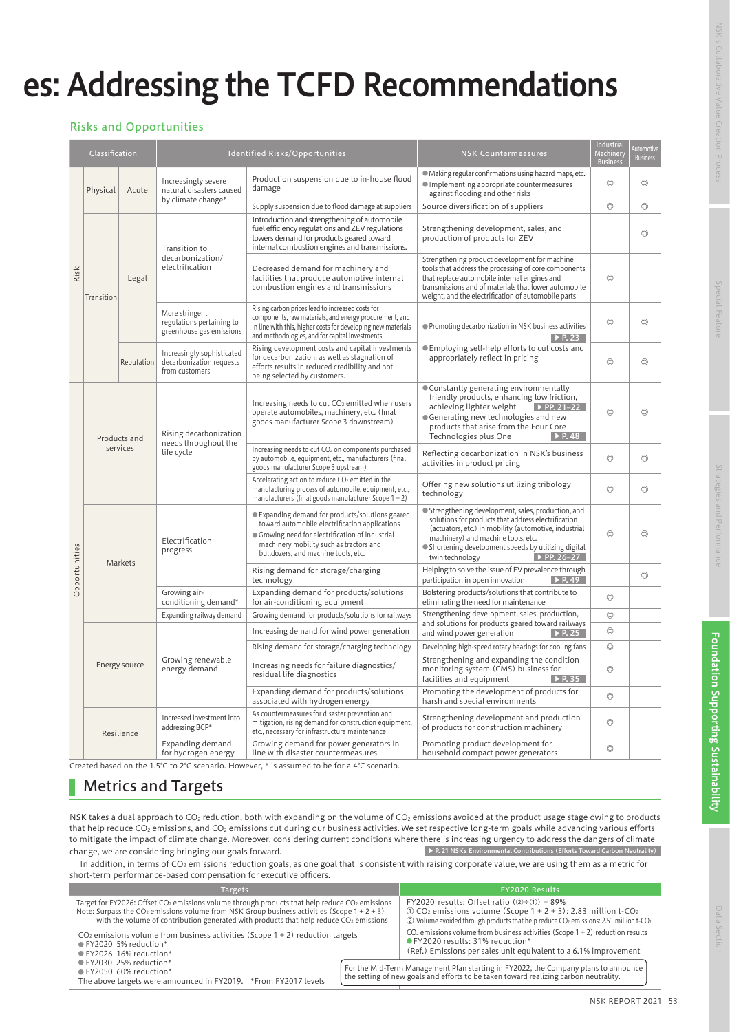# es: Addressing the TCFD Recommendations

## Risks and Opportunities

| Classification | | | Identified Risks/Opportunities | | NSK Countermeasures | Industrial Machinery Business | Automotive Business |
|---|---|---|---|---|---|---|---|
| Risk | Physical | Acute | Increasingly severe natural disasters caused by climate change* | Production suspension due to in-house flood damage | ● Making regular confirmations using hazard maps, etc. ● Implementing appropriate countermeasures against flooding and other risks | ◎ | ◎ |
| | | | | Supply suspension due to flood damage at suppliers | Source diversification of suppliers | ◎ | ◎ |
| | Transition | Legal | Transition to decarbonization/ electrification | Introduction and strengthening of automobile fuel efficiency regulations and ZEV regulations lowers demand for products geared toward internal combustion engines and transmissions. | Strengthening development, sales, and production of products for ZEV | | ◎ |
| | | | | Decreased demand for machinery and facilities that produce automotive internal combustion engines and transmissions | Strengthening product development for machine tools that address the processing of core components that replace automobile internal engines and transmissions and of materials that lower automobile weight, and the electrification of automobile parts | ◎ | |
| | | | More stringent regulations pertaining to greenhouse gas emissions | Rising carbon prices lead to increased costs for components, raw materials, and energy procurement, and in line with this, higher costs for developing new materials and methodologies, and for capital investments. | ● Promoting decarbonization in NSK business activities ▶ P. 23 | ◎ | ◎ |
| | | Reputation | Increasingly sophisticated decarbonization requests from customers | Rising development costs and capital investments for decarbonization, as well as stagnation of efforts results in reduced credibility and not being selected by customers. | ● Employing self-help efforts to cut costs and appropriately reflect in pricing | ◎ | ◎ |
| Opportunities | Products and services | | Rising decarbonization needs throughout the life cycle | Increasing needs to cut $CO_2$ emitted when users operate automobiles, machinery, etc. (final goods manufacturer Scope 3 downstream) | ● Constantly generating environmentally friendly products, enhancing low friction, achieving lighter weight ▶ PP. 21–22 ● Generating new technologies and new products that arise from the Four Core Technologies plus One ▶ P. 48 | ◎ | ◎ |
| | | | | Increasing needs to cut $CO_2$ on components purchased by automobile, equipment, etc., manufacturers (final goods manufacturer Scope 3 upstream) | Reflecting decarbonization in NSK's business activities in product pricing | ◎ | ◎ |
| | | | | Accelerating action to reduce $CO_2$ emitted in the manufacturing process of automobile, equipment, etc., manufacturers (final goods manufacturer Scope 1 + 2) | Offering new solutions utilizing tribology technology | ◎ | ◎ |
| | Markets | | Electrification progress | ● Expanding demand for products/solutions geared toward automobile electrification applications ● Growing need for electrification of industrial machinery mobility such as tractors and bulldozers, and machine tools, etc. | ● Strengthening development, sales, production, and solutions for products that address electrification (actuators, etc.) in mobility (automotive, industrial machinery) and machine tools, etc. ● Shortening development speeds by utilizing digital twin technology ▶ PP. 26–27 | ◎ | ◎ |
| | | | | Rising demand for storage/charging technology | Helping to solve the issue of EV prevalence through participation in open innovation ▶ P. 49 | | ◎ |
| | | | Growing air-conditioning demand* | Expanding demand for products/solutions for air-conditioning equipment | Bolstering products/solutions that contribute to eliminating the need for maintenance | ◎ | |
| | | | Expanding railway demand | Growing demand for products/solutions for railways | Strengthening development, sales, production, and solutions for products geared toward railways and wind power generation ▶ P. 25 | ◎ | |
| | Energy source | | Growing renewable energy demand | Increasing demand for wind power generation | | ◎ | |
| | | | | Rising demand for storage/charging technology | Developing high-speed rotary bearings for cooling fans | ◎ | |
| | | | | Increasing needs for failure diagnostics/ residual life diagnostics | Strengthening and expanding the condition monitoring system (CMS) business for facilities and equipment ▶ P. 35 | ◎ | |
| | | | | Expanding demand for products/solutions associated with hydrogen energy | Promoting the development of products for harsh and special environments | ◎ | |
| | Resilience | | Increased investment into addressing BCP* | As countermeasures for disaster prevention and mitigation, rising demand for construction equipment, etc., necessary for infrastructure maintenance | Strengthening development and production of products for construction machinery | ◎ | |
| | | | Expanding demand for hydrogen energy | Growing demand for power generators in line with disaster countermeasures | Promoting product development for household compact power generators | ◎ | |

Created based on the 1.5°C to 2°C scenario. However, * is assumed to be for a 4°C scenario.

## Metrics and Targets

NSK takes a dual approach to $CO_2$ reduction, both with expanding on the volume of $CO_2$ emissions avoided at the product usage stage owing to products that help reduce $CO_2$ emissions, and $CO_2$ emissions cut during our business activities. We set respective long-term goals while advancing various efforts to mitigate the impact of climate change. Moreover, considering current conditions where there is increasing urgency to address the dangers of climate change, we are considering bringing our goals forward.

▶ P. 21 NSK's Environmental Contributions (Efforts Toward Carbon Neutrality)

In addition, in terms of $CO_2$ emissions reduction goals, as one goal that is consistent with raising corporate value, we are using them as a metric for short-term performance-based compensation for executive officers.

| Targets | FY2020 Results |
|---|---|
| Target for FY2026: Offset $CO_2$ emissions volume through products that help reduce $CO_2$ emissions<br>Note: Surpass the $CO_2$ emissions volume from NSK Group business activities (Scope 1 + 2 + 3) with the volume of contribution generated with products that help reduce $CO_2$ emissions | FY2020 results: Offset ratio (②÷①) = 89%<br>① $CO_2$ emissions volume (Scope 1 + 2 + 3): 2.83 million t-$CO_2$<br>② Volume avoided through products that help reduce $CO_2$ emissions: 2.51 million t-$CO_2$ |
| $CO_2$ emissions volume from business activities (Scope 1 + 2) reduction targets<br>● FY2020 5% reduction*<br>● FY2026 16% reduction*<br>● FY2030 25% reduction*<br>● FY2050 60% reduction*<br>The above targets were announced in FY2019. *From FY2017 levels | $CO_2$ emissions volume from business activities (Scope 1 + 2) reduction results<br>● FY2020 results: 31% reduction*<br>(Ref.) Emissions per sales unit equivalent to a 6.1% improvement<br><br>For the Mid-Term Management Plan starting in FY2022, the Company plans to announce the setting of new goals and efforts to be taken toward realizing carbon neutrality. |